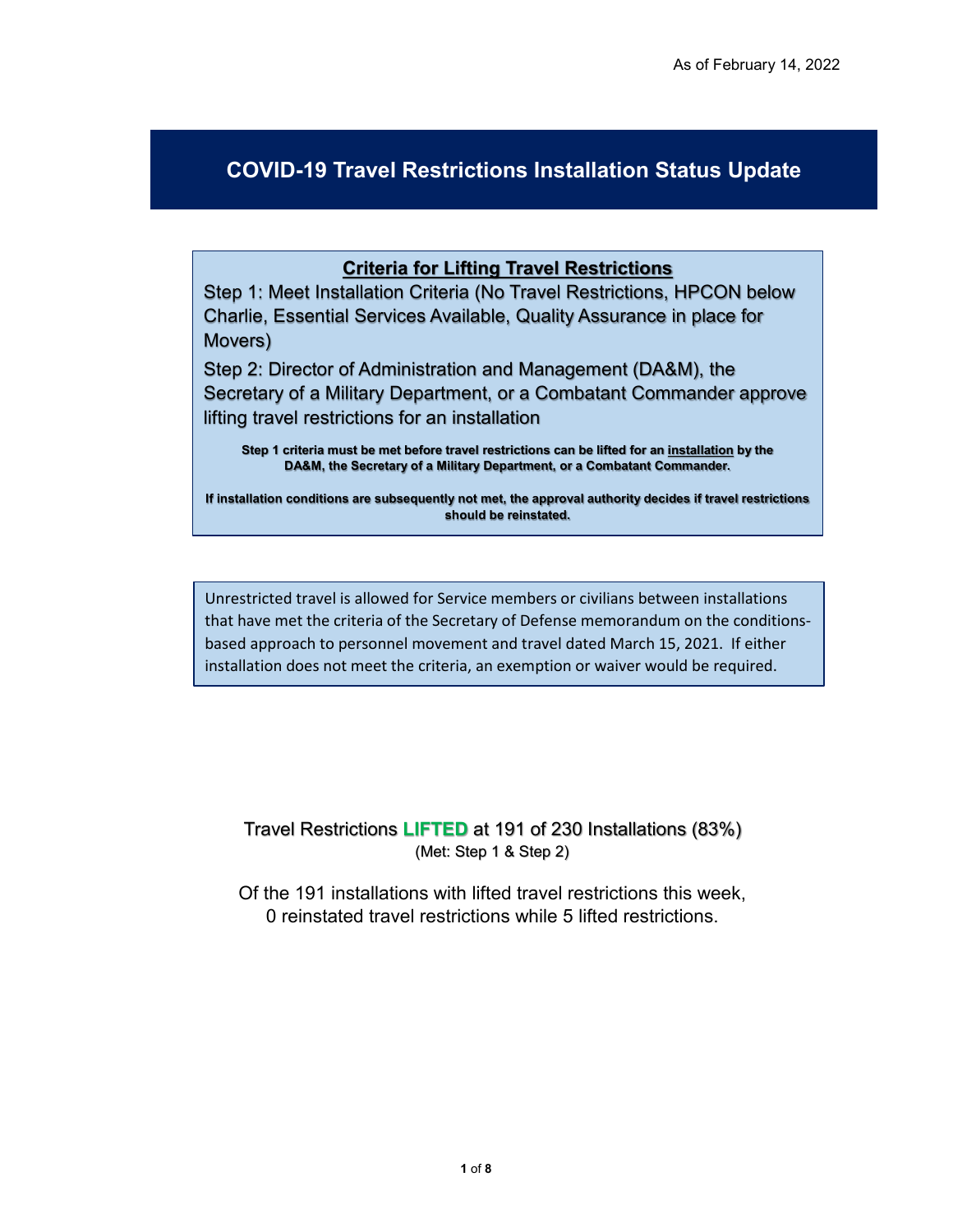As of February 14, 2022

# COVID-19 Travel Restrictions Installation Status Update

## Criteria for Lifting Travel Restrictions

Step 1: Meet Installation Criteria (No Travel Restrictions, HPCON below Charlie, Essential Services Available, Quality Assurance in place for Movers)

Step 2: Director of Administration and Management (DA&M), the Secretary of a Military Department, or a Combatant Commander approve lifting travel restrictions for an installation

**Step 1 criteria must be met before travel restrictions can be lifted for an installation by the DA&M, the Secretary of a Military Department, or a Combatant Commander.**

**If installation conditions are subsequently not met, the approval authority decides if travel restrictions should be reinstated.**

Unrestricted travel is allowed for Service members or civilians between installations that have met the criteria of the Secretary of Defense memorandum on the conditions-based approach to personnel movement and travel dated March 15, 2021. If either installation does not meet the criteria, an exemption or waiver would be required.

Travel Restrictions **LIFTED** at 191 of 230 Installations (83%)
(Met: Step 1 & Step 2)

Of the 191 installations with lifted travel restrictions this week, 0 reinstated travel restrictions while 5 lifted restrictions.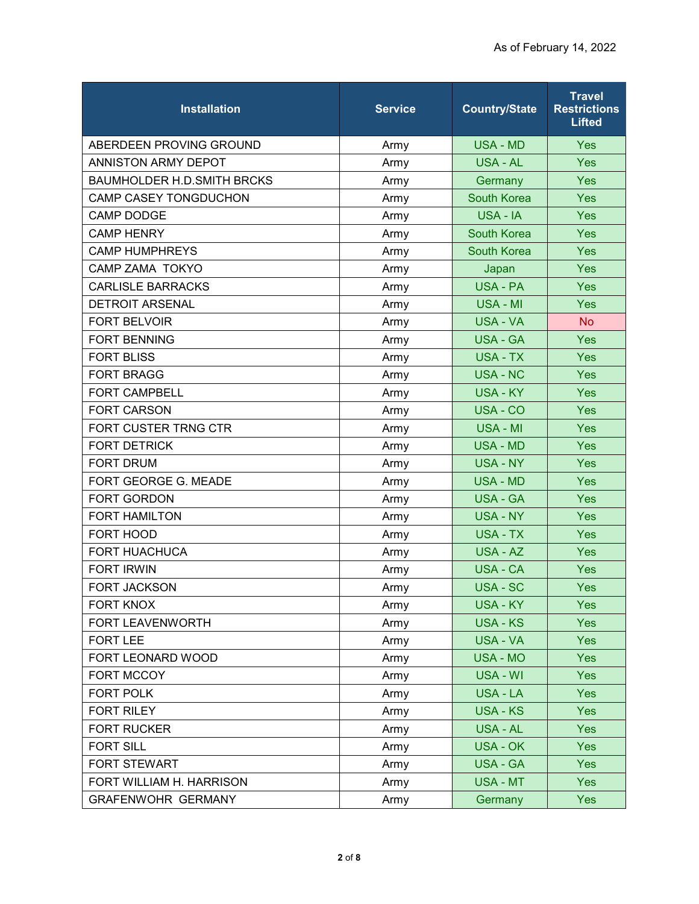As of February 14, 2022

| Installation | Service | Country/State | Travel Restrictions Lifted |
|---|---|---|---|
| ABERDEEN PROVING GROUND | Army | USA - MD | Yes |
| ANNISTON ARMY DEPOT | Army | USA - AL | Yes |
| BAUMHOLDER H.D.SMITH BRCKS | Army | Germany | Yes |
| CAMP CASEY TONGDUCHON | Army | South Korea | Yes |
| CAMP DODGE | Army | USA - IA | Yes |
| CAMP HENRY | Army | South Korea | Yes |
| CAMP HUMPHREYS | Army | South Korea | Yes |
| CAMP ZAMA TOKYO | Army | Japan | Yes |
| CARLISLE BARRACKS | Army | USA - PA | Yes |
| DETROIT ARSENAL | Army | USA - MI | Yes |
| FORT BELVOIR | Army | USA - VA | No |
| FORT BENNING | Army | USA - GA | Yes |
| FORT BLISS | Army | USA - TX | Yes |
| FORT BRAGG | Army | USA - NC | Yes |
| FORT CAMPBELL | Army | USA - KY | Yes |
| FORT CARSON | Army | USA - CO | Yes |
| FORT CUSTER TRNG CTR | Army | USA - MI | Yes |
| FORT DETRICK | Army | USA - MD | Yes |
| FORT DRUM | Army | USA - NY | Yes |
| FORT GEORGE G. MEADE | Army | USA - MD | Yes |
| FORT GORDON | Army | USA - GA | Yes |
| FORT HAMILTON | Army | USA - NY | Yes |
| FORT HOOD | Army | USA - TX | Yes |
| FORT HUACHUCA | Army | USA - AZ | Yes |
| FORT IRWIN | Army | USA - CA | Yes |
| FORT JACKSON | Army | USA - SC | Yes |
| FORT KNOX | Army | USA - KY | Yes |
| FORT LEAVENWORTH | Army | USA - KS | Yes |
| FORT LEE | Army | USA - VA | Yes |
| FORT LEONARD WOOD | Army | USA - MO | Yes |
| FORT MCCOY | Army | USA - WI | Yes |
| FORT POLK | Army | USA - LA | Yes |
| FORT RILEY | Army | USA - KS | Yes |
| FORT RUCKER | Army | USA - AL | Yes |
| FORT SILL | Army | USA - OK | Yes |
| FORT STEWART | Army | USA - GA | Yes |
| FORT WILLIAM H. HARRISON | Army | USA - MT | Yes |
| GRAFENWOHR GERMANY | Army | Germany | Yes |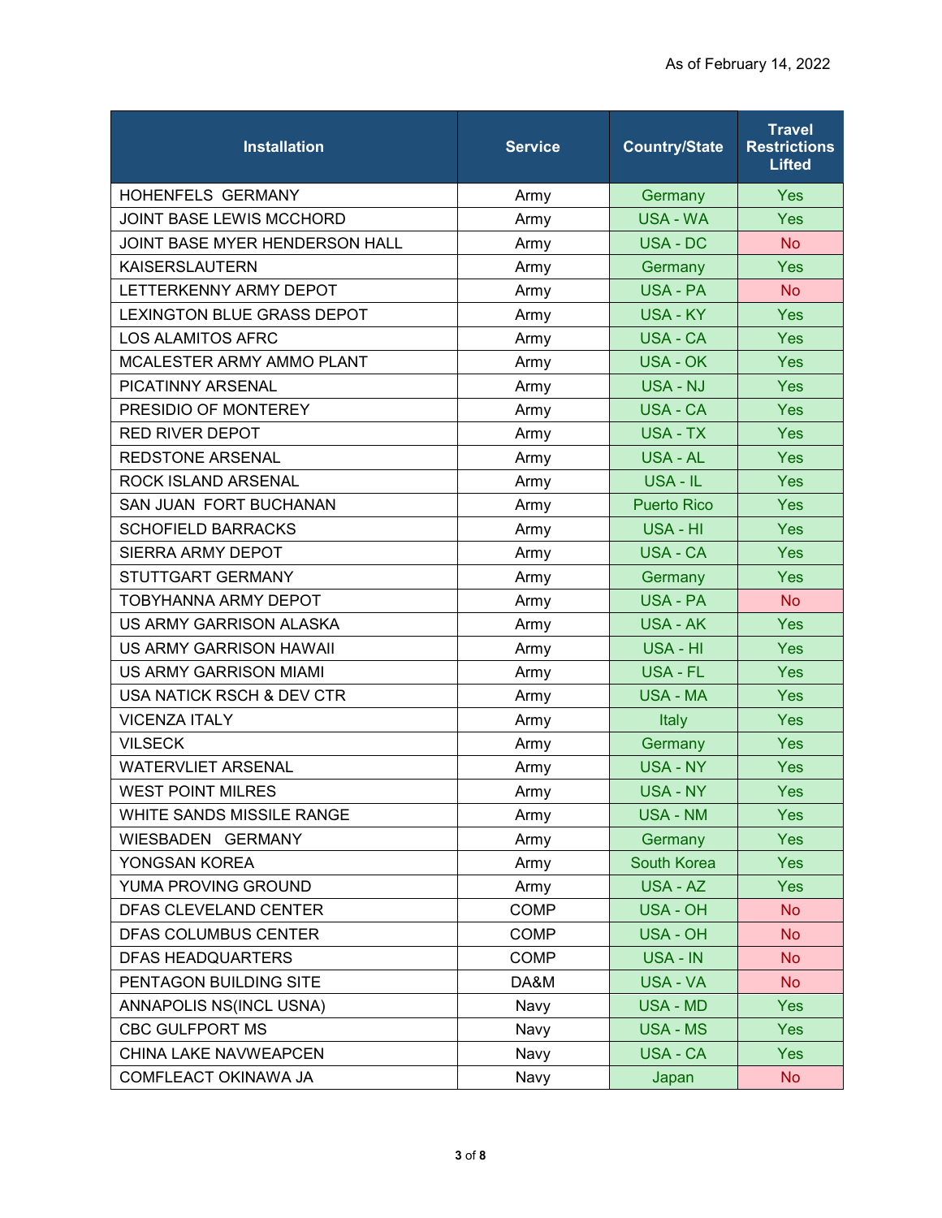As of February 14, 2022

| Installation | Service | Country/State | Travel Restrictions Lifted |
|---|---|---|---|
| HOHENFELS GERMANY | Army | Germany | Yes |
| JOINT BASE LEWIS MCCHORD | Army | USA - WA | Yes |
| JOINT BASE MYER HENDERSON HALL | Army | USA - DC | No |
| KAISERSLAUTERN | Army | Germany | Yes |
| LETTERKENNY ARMY DEPOT | Army | USA - PA | No |
| LEXINGTON BLUE GRASS DEPOT | Army | USA - KY | Yes |
| LOS ALAMITOS AFRC | Army | USA - CA | Yes |
| MCALESTER ARMY AMMO PLANT | Army | USA - OK | Yes |
| PICATINNY ARSENAL | Army | USA - NJ | Yes |
| PRESIDIO OF MONTEREY | Army | USA - CA | Yes |
| RED RIVER DEPOT | Army | USA - TX | Yes |
| REDSTONE ARSENAL | Army | USA - AL | Yes |
| ROCK ISLAND ARSENAL | Army | USA - IL | Yes |
| SAN JUAN FORT BUCHANAN | Army | Puerto Rico | Yes |
| SCHOFIELD BARRACKS | Army | USA - HI | Yes |
| SIERRA ARMY DEPOT | Army | USA - CA | Yes |
| STUTTGART GERMANY | Army | Germany | Yes |
| TOBYHANNA ARMY DEPOT | Army | USA - PA | No |
| US ARMY GARRISON ALASKA | Army | USA - AK | Yes |
| US ARMY GARRISON HAWAII | Army | USA - HI | Yes |
| US ARMY GARRISON MIAMI | Army | USA - FL | Yes |
| USA NATICK RSCH & DEV CTR | Army | USA - MA | Yes |
| VICENZA ITALY | Army | Italy | Yes |
| VILSECK | Army | Germany | Yes |
| WATERVLIET ARSENAL | Army | USA - NY | Yes |
| WEST POINT MILRES | Army | USA - NY | Yes |
| WHITE SANDS MISSILE RANGE | Army | USA - NM | Yes |
| WIESBADEN GERMANY | Army | Germany | Yes |
| YONGSAN KOREA | Army | South Korea | Yes |
| YUMA PROVING GROUND | Army | USA - AZ | Yes |
| DFAS CLEVELAND CENTER | COMP | USA - OH | No |
| DFAS COLUMBUS CENTER | COMP | USA - OH | No |
| DFAS HEADQUARTERS | COMP | USA - IN | No |
| PENTAGON BUILDING SITE | DA&M | USA - VA | No |
| ANNAPOLIS NS(INCL USNA) | Navy | USA - MD | Yes |
| CBC GULFPORT MS | Navy | USA - MS | Yes |
| CHINA LAKE NAVWEAPCEN | Navy | USA - CA | Yes |
| COMFLEACT OKINAWA JA | Navy | Japan | No |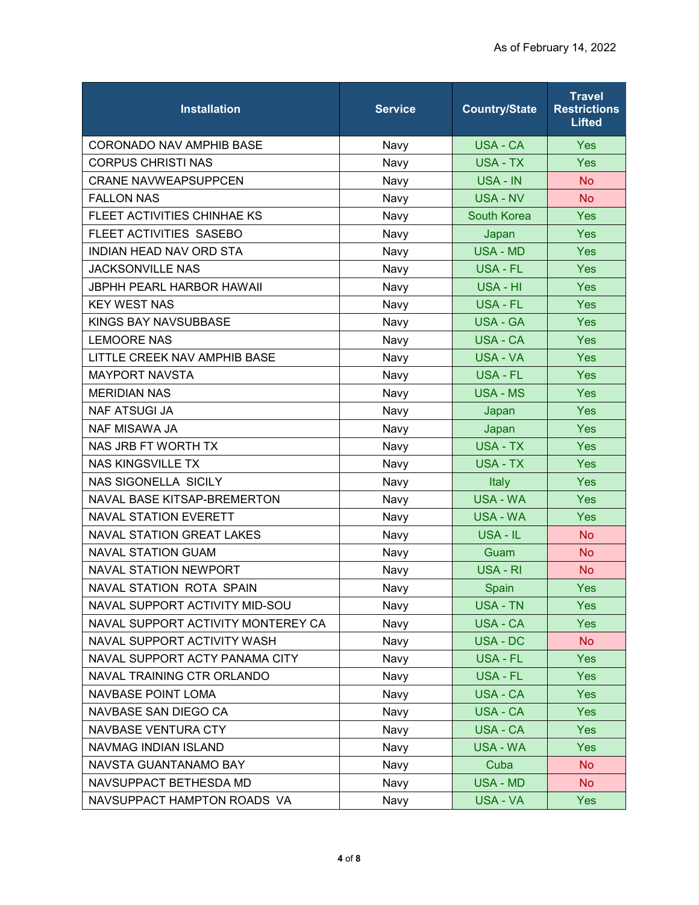As of February 14, 2022

| Installation | Service | Country/State | Travel Restrictions Lifted |
|---|---|---|---|
| CORONADO NAV AMPHIB BASE | Navy | USA - CA | Yes |
| CORPUS CHRISTI NAS | Navy | USA - TX | Yes |
| CRANE NAVWEAPSUPPCEN | Navy | USA - IN | No |
| FALLON NAS | Navy | USA - NV | No |
| FLEET ACTIVITIES CHINHAE KS | Navy | South Korea | Yes |
| FLEET ACTIVITIES SASEBO | Navy | Japan | Yes |
| INDIAN HEAD NAV ORD STA | Navy | USA - MD | Yes |
| JACKSONVILLE NAS | Navy | USA - FL | Yes |
| JBPHH PEARL HARBOR HAWAII | Navy | USA - HI | Yes |
| KEY WEST NAS | Navy | USA - FL | Yes |
| KINGS BAY NAVSUBBASE | Navy | USA - GA | Yes |
| LEMOORE NAS | Navy | USA - CA | Yes |
| LITTLE CREEK NAV AMPHIB BASE | Navy | USA - VA | Yes |
| MAYPORT NAVSTA | Navy | USA - FL | Yes |
| MERIDIAN NAS | Navy | USA - MS | Yes |
| NAF ATSUGI JA | Navy | Japan | Yes |
| NAF MISAWA JA | Navy | Japan | Yes |
| NAS JRB FT WORTH TX | Navy | USA - TX | Yes |
| NAS KINGSVILLE TX | Navy | USA - TX | Yes |
| NAS SIGONELLA SICILY | Navy | Italy | Yes |
| NAVAL BASE KITSAP-BREMERTON | Navy | USA - WA | Yes |
| NAVAL STATION EVERETT | Navy | USA - WA | Yes |
| NAVAL STATION GREAT LAKES | Navy | USA - IL | No |
| NAVAL STATION GUAM | Navy | Guam | No |
| NAVAL STATION NEWPORT | Navy | USA - RI | No |
| NAVAL STATION ROTA SPAIN | Navy | Spain | Yes |
| NAVAL SUPPORT ACTIVITY MID-SOU | Navy | USA - TN | Yes |
| NAVAL SUPPORT ACTIVITY MONTEREY CA | Navy | USA - CA | Yes |
| NAVAL SUPPORT ACTIVITY WASH | Navy | USA - DC | No |
| NAVAL SUPPORT ACTY PANAMA CITY | Navy | USA - FL | Yes |
| NAVAL TRAINING CTR ORLANDO | Navy | USA - FL | Yes |
| NAVBASE POINT LOMA | Navy | USA - CA | Yes |
| NAVBASE SAN DIEGO CA | Navy | USA - CA | Yes |
| NAVBASE VENTURA CTY | Navy | USA - CA | Yes |
| NAVMAG INDIAN ISLAND | Navy | USA - WA | Yes |
| NAVSTA GUANTANAMO BAY | Navy | Cuba | No |
| NAVSUPPACT BETHESDA MD | Navy | USA - MD | No |
| NAVSUPPACT HAMPTON ROADS VA | Navy | USA - VA | Yes |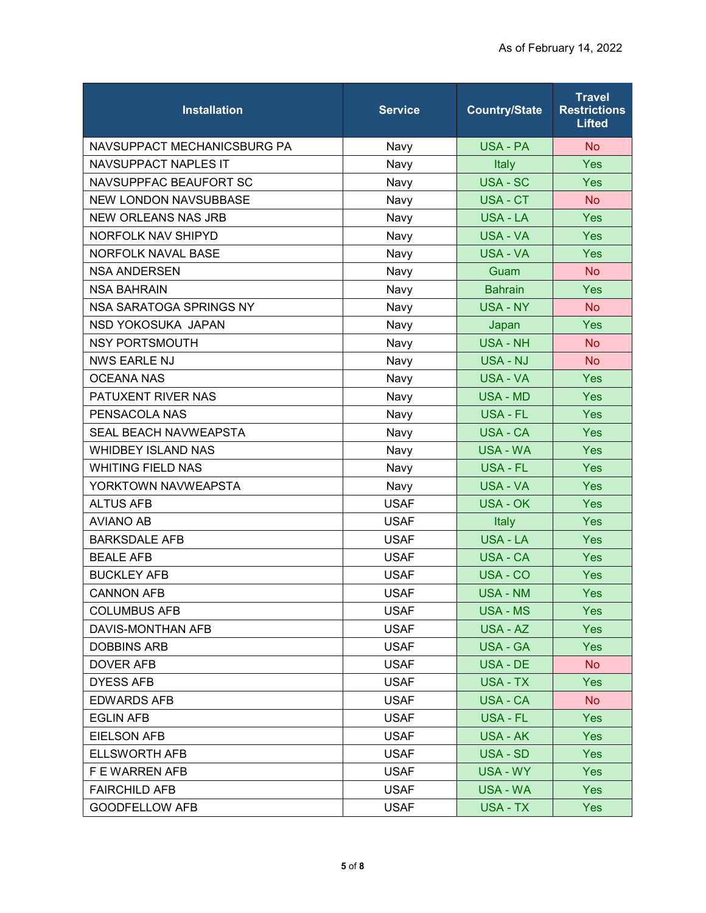As of February 14, 2022

| Installation | Service | Country/State | Travel Restrictions Lifted |
|---|---|---|---|
| NAVSUPPACT MECHANICSBURG PA | Navy | USA - PA | No |
| NAVSUPPACT NAPLES IT | Navy | Italy | Yes |
| NAVSUPPFAC BEAUFORT SC | Navy | USA - SC | Yes |
| NEW LONDON NAVSUBBASE | Navy | USA - CT | No |
| NEW ORLEANS NAS JRB | Navy | USA - LA | Yes |
| NORFOLK NAV SHIPYD | Navy | USA - VA | Yes |
| NORFOLK NAVAL BASE | Navy | USA - VA | Yes |
| NSA ANDERSEN | Navy | Guam | No |
| NSA BAHRAIN | Navy | Bahrain | Yes |
| NSA SARATOGA SPRINGS NY | Navy | USA - NY | No |
| NSD YOKOSUKA JAPAN | Navy | Japan | Yes |
| NSY PORTSMOUTH | Navy | USA - NH | No |
| NWS EARLE NJ | Navy | USA - NJ | No |
| OCEANA NAS | Navy | USA - VA | Yes |
| PATUXENT RIVER NAS | Navy | USA - MD | Yes |
| PENSACOLA NAS | Navy | USA - FL | Yes |
| SEAL BEACH NAVWEAPSTA | Navy | USA - CA | Yes |
| WHIDBEY ISLAND NAS | Navy | USA - WA | Yes |
| WHITING FIELD NAS | Navy | USA - FL | Yes |
| YORKTOWN NAVWEAPSTA | Navy | USA - VA | Yes |
| ALTUS AFB | USAF | USA - OK | Yes |
| AVIANO AB | USAF | Italy | Yes |
| BARKSDALE AFB | USAF | USA - LA | Yes |
| BEALE AFB | USAF | USA - CA | Yes |
| BUCKLEY AFB | USAF | USA - CO | Yes |
| CANNON AFB | USAF | USA - NM | Yes |
| COLUMBUS AFB | USAF | USA - MS | Yes |
| DAVIS-MONTHAN AFB | USAF | USA - AZ | Yes |
| DOBBINS ARB | USAF | USA - GA | Yes |
| DOVER AFB | USAF | USA - DE | No |
| DYESS AFB | USAF | USA - TX | Yes |
| EDWARDS AFB | USAF | USA - CA | No |
| EGLIN AFB | USAF | USA - FL | Yes |
| EIELSON AFB | USAF | USA - AK | Yes |
| ELLSWORTH AFB | USAF | USA - SD | Yes |
| F E WARREN AFB | USAF | USA - WY | Yes |
| FAIRCHILD AFB | USAF | USA - WA | Yes |
| GOODFELLOW AFB | USAF | USA - TX | Yes |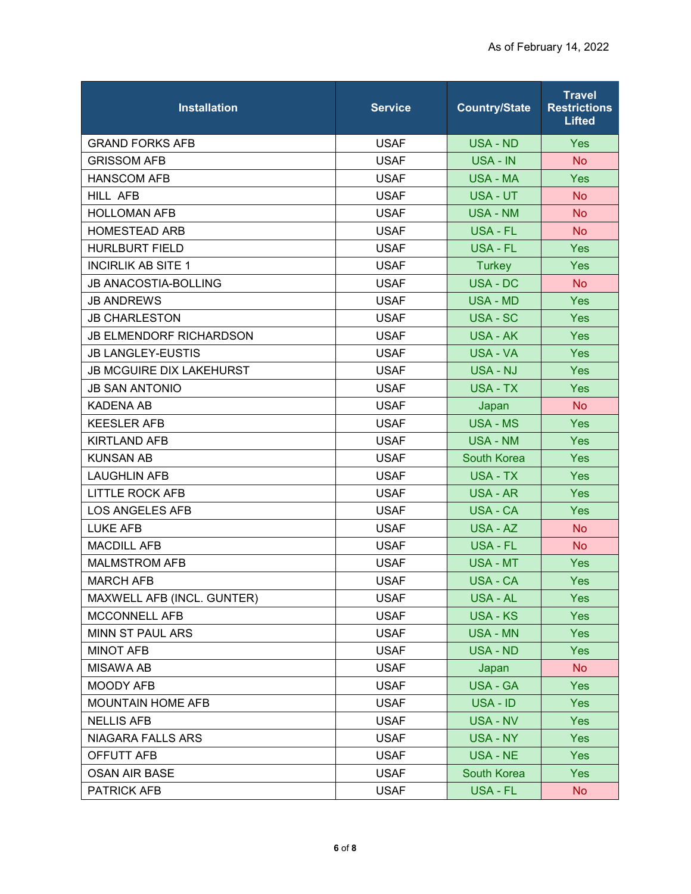As of February 14, 2022

| Installation | Service | Country/State | Travel Restrictions Lifted |
|---|---|---|---|
| GRAND FORKS AFB | USAF | USA - ND | Yes |
| GRISSOM AFB | USAF | USA - IN | No |
| HANSCOM AFB | USAF | USA - MA | Yes |
| HILL AFB | USAF | USA - UT | No |
| HOLLOMAN AFB | USAF | USA - NM | No |
| HOMESTEAD ARB | USAF | USA - FL | No |
| HURLBURT FIELD | USAF | USA - FL | Yes |
| INCIRLIK AB SITE 1 | USAF | Turkey | Yes |
| JB ANACOSTIA-BOLLING | USAF | USA - DC | No |
| JB ANDREWS | USAF | USA - MD | Yes |
| JB CHARLESTON | USAF | USA - SC | Yes |
| JB ELMENDORF RICHARDSON | USAF | USA - AK | Yes |
| JB LANGLEY-EUSTIS | USAF | USA - VA | Yes |
| JB MCGUIRE DIX LAKEHURST | USAF | USA - NJ | Yes |
| JB SAN ANTONIO | USAF | USA - TX | Yes |
| KADENA AB | USAF | Japan | No |
| KEESLER AFB | USAF | USA - MS | Yes |
| KIRTLAND AFB | USAF | USA - NM | Yes |
| KUNSAN AB | USAF | South Korea | Yes |
| LAUGHLIN AFB | USAF | USA - TX | Yes |
| LITTLE ROCK AFB | USAF | USA - AR | Yes |
| LOS ANGELES AFB | USAF | USA - CA | Yes |
| LUKE AFB | USAF | USA - AZ | No |
| MACDILL AFB | USAF | USA - FL | No |
| MALMSTROM AFB | USAF | USA - MT | Yes |
| MARCH AFB | USAF | USA - CA | Yes |
| MAXWELL AFB (INCL. GUNTER) | USAF | USA - AL | Yes |
| MCCONNELL AFB | USAF | USA - KS | Yes |
| MINN ST PAUL ARS | USAF | USA - MN | Yes |
| MINOT AFB | USAF | USA - ND | Yes |
| MISAWA AB | USAF | Japan | No |
| MOODY AFB | USAF | USA - GA | Yes |
| MOUNTAIN HOME AFB | USAF | USA - ID | Yes |
| NELLIS AFB | USAF | USA - NV | Yes |
| NIAGARA FALLS ARS | USAF | USA - NY | Yes |
| OFFUTT AFB | USAF | USA - NE | Yes |
| OSAN AIR BASE | USAF | South Korea | Yes |
| PATRICK AFB | USAF | USA - FL | No |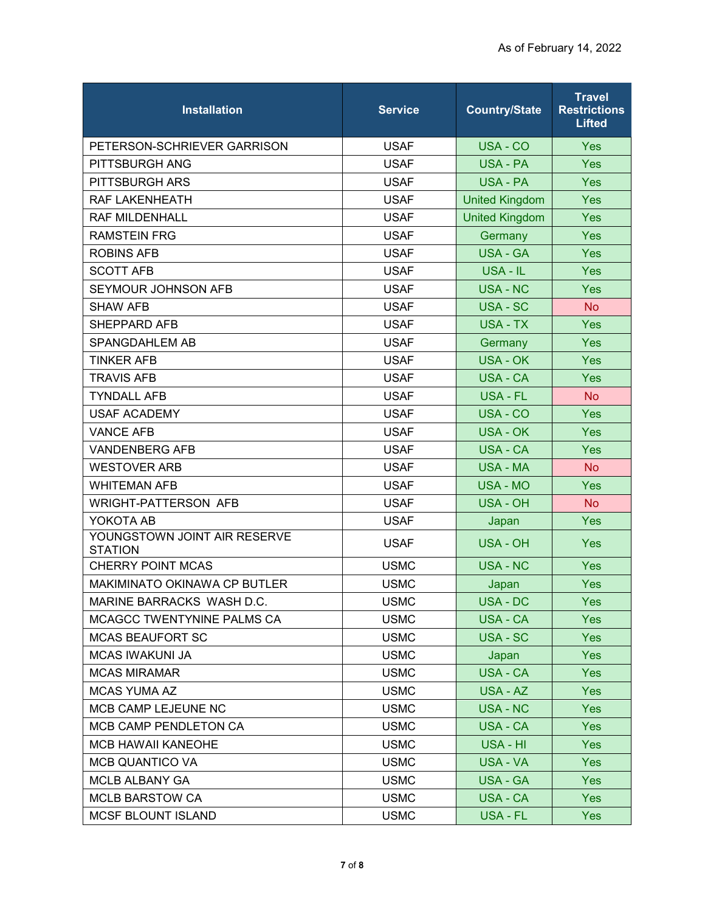As of February 14, 2022

| Installation | Service | Country/State | Travel Restrictions Lifted |
|---|---|---|---|
| PETERSON-SCHRIEVER GARRISON | USAF | USA - CO | Yes |
| PITTSBURGH ANG | USAF | USA - PA | Yes |
| PITTSBURGH ARS | USAF | USA - PA | Yes |
| RAF LAKENHEATH | USAF | United Kingdom | Yes |
| RAF MILDENHALL | USAF | United Kingdom | Yes |
| RAMSTEIN FRG | USAF | Germany | Yes |
| ROBINS AFB | USAF | USA - GA | Yes |
| SCOTT AFB | USAF | USA - IL | Yes |
| SEYMOUR JOHNSON AFB | USAF | USA - NC | Yes |
| SHAW AFB | USAF | USA - SC | No |
| SHEPPARD AFB | USAF | USA - TX | Yes |
| SPANGDAHLEM AB | USAF | Germany | Yes |
| TINKER AFB | USAF | USA - OK | Yes |
| TRAVIS AFB | USAF | USA - CA | Yes |
| TYNDALL AFB | USAF | USA - FL | No |
| USAF ACADEMY | USAF | USA - CO | Yes |
| VANCE AFB | USAF | USA - OK | Yes |
| VANDENBERG AFB | USAF | USA - CA | Yes |
| WESTOVER ARB | USAF | USA - MA | No |
| WHITEMAN AFB | USAF | USA - MO | Yes |
| WRIGHT-PATTERSON AFB | USAF | USA - OH | No |
| YOKOTA AB | USAF | Japan | Yes |
| YOUNGSTOWN JOINT AIR RESERVE STATION | USAF | USA - OH | Yes |
| CHERRY POINT MCAS | USMC | USA - NC | Yes |
| MAKIMINATO OKINAWA CP BUTLER | USMC | Japan | Yes |
| MARINE BARRACKS WASH D.C. | USMC | USA - DC | Yes |
| MCAGCC TWENTYNINE PALMS CA | USMC | USA - CA | Yes |
| MCAS BEAUFORT SC | USMC | USA - SC | Yes |
| MCAS IWAKUNI JA | USMC | Japan | Yes |
| MCAS MIRAMAR | USMC | USA - CA | Yes |
| MCAS YUMA AZ | USMC | USA - AZ | Yes |
| MCB CAMP LEJEUNE NC | USMC | USA - NC | Yes |
| MCB CAMP PENDLETON CA | USMC | USA - CA | Yes |
| MCB HAWAII KANEOHE | USMC | USA - HI | Yes |
| MCB QUANTICO VA | USMC | USA - VA | Yes |
| MCLB ALBANY GA | USMC | USA - GA | Yes |
| MCLB BARSTOW CA | USMC | USA - CA | Yes |
| MCSF BLOUNT ISLAND | USMC | USA - FL | Yes |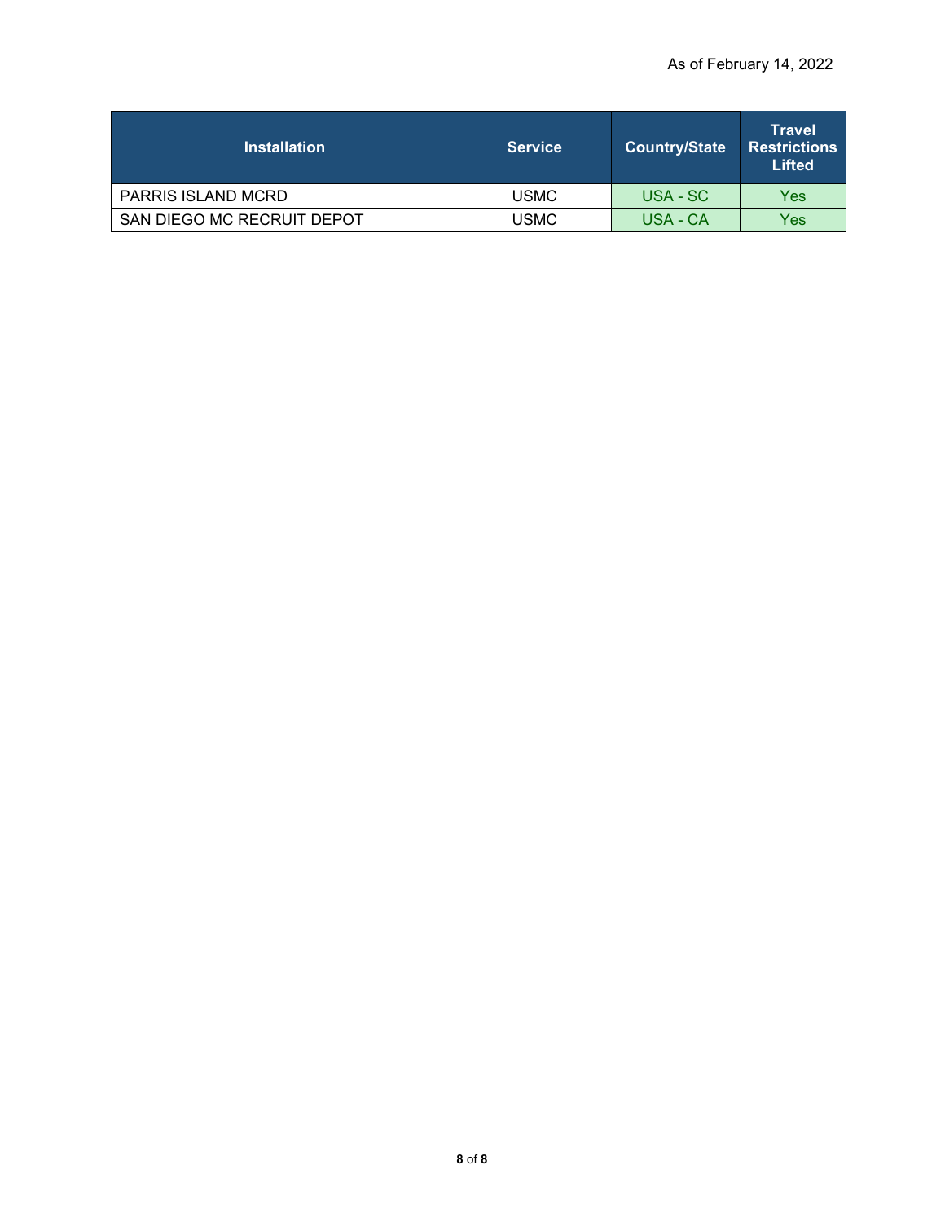| Installation | Service | Country/State | Travel Restrictions Lifted |
|---|---|---|---|
| PARRIS ISLAND MCRD | USMC | USA - SC | Yes |
| SAN DIEGO MC RECRUIT DEPOT | USMC | USA - CA | Yes |